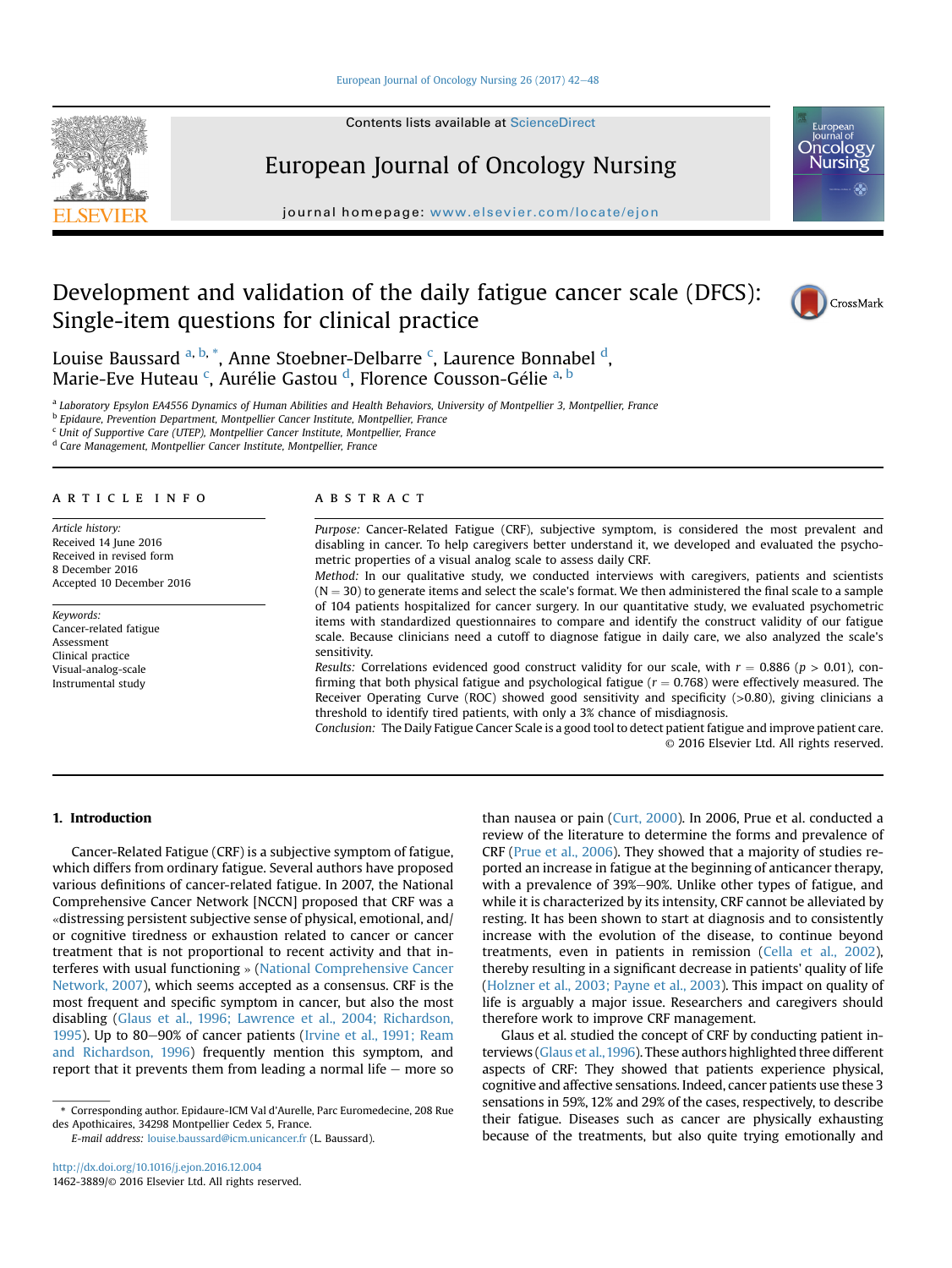# Development and validation of the daily fatigue cancer scale (DFCS): Single-item questions for clinical practice

Louise Baussard [a, b, *], Anne Stoebner-Delbarre [c], Laurence Bonnabel [d], Marie-Eve Huteau [c], Aurélie Gastou [d], Florence Cousson-Gélie [a, b]

[a] Laboratory Epsylon EA4556 Dynamics of Human Abilities and Health Behaviors, University of Montpellier 3, Montpellier, France

[b] Epidaure, Prevention Department, Montpellier Cancer Institute, Montpellier, France

[c] Unit of Supportive Care (UTEP), Montpellier Cancer Institute, Montpellier, France

[d] Care Management, Montpellier Cancer Institute, Montpellier, France

## ARTICLE INFO

*Article history:*
Received 14 June 2016
Received in revised form
8 December 2016
Accepted 10 December 2016

*Keywords:*
Cancer-related fatigue
Assessment
Clinical practice
Visual-analog-scale
Instrumental study

## ABSTRACT

*Purpose:* Cancer-Related Fatigue (CRF), subjective symptom, is considered the most prevalent and disabling in cancer. To help caregivers better understand it, we developed and evaluated the psychometric properties of a visual analog scale to assess daily CRF.

*Method:* In our qualitative study, we conducted interviews with caregivers, patients and scientists (N = 30) to generate items and select the scale's format. We then administered the final scale to a sample of 104 patients hospitalized for cancer surgery. In our quantitative study, we evaluated psychometric items with standardized questionnaires to compare and identify the construct validity of our fatigue scale. Because clinicians need a cutoff to diagnose fatigue in daily care, we also analyzed the scale's sensitivity.

*Results:* Correlations evidenced good construct validity for our scale, with $r = 0.886$ ($p > 0.01$), confirming that both physical fatigue and psychological fatigue ($r = 0.768$) were effectively measured. The Receiver Operating Curve (ROC) showed good sensitivity and specificity (>0.80), giving clinicians a threshold to identify tired patients, with only a 3% chance of misdiagnosis.

*Conclusion:* The Daily Fatigue Cancer Scale is a good tool to detect patient fatigue and improve patient care.

© 2016 Elsevier Ltd. All rights reserved.

## 1. Introduction

Cancer-Related Fatigue (CRF) is a subjective symptom of fatigue, which differs from ordinary fatigue. Several authors have proposed various definitions of cancer-related fatigue. In 2007, the National Comprehensive Cancer Network [NCCN] proposed that CRF was a «distressing persistent subjective sense of physical, emotional, and/or cognitive tiredness or exhaustion related to cancer or cancer treatment that is not proportional to recent activity and that interferes with usual functioning » (National Comprehensive Cancer Network, 2007), which seems accepted as a consensus. CRF is the most frequent and specific symptom in cancer, but also the most disabling (Glaus et al., 1996; Lawrence et al., 2004; Richardson, 1995). Up to 80–90% of cancer patients (Irvine et al., 1991; Ream and Richardson, 1996) frequently mention this symptom, and report that it prevents them from leading a normal life – more so than nausea or pain (Curt, 2000). In 2006, Prue et al. conducted a review of the literature to determine the forms and prevalence of CRF (Prue et al., 2006). They showed that a majority of studies reported an increase in fatigue at the beginning of anticancer therapy, with a prevalence of 39%–90%. Unlike other types of fatigue, and while it is characterized by its intensity, CRF cannot be alleviated by resting. It has been shown to start at diagnosis and to consistently increase with the evolution of the disease, to continue beyond treatments, even in patients in remission (Cella et al., 2002), thereby resulting in a significant decrease in patients' quality of life (Holzner et al., 2003; Payne et al., 2003). This impact on quality of life is arguably a major issue. Researchers and caregivers should therefore work to improve CRF management.

Glaus et al. studied the concept of CRF by conducting patient interviews (Glaus et al., 1996). These authors highlighted three different aspects of CRF: They showed that patients experience physical, cognitive and affective sensations. Indeed, cancer patients use these 3 sensations in 59%, 12% and 29% of the cases, respectively, to describe their fatigue. Diseases such as cancer are physically exhausting because of the treatments, but also quite trying emotionally and

\* Corresponding author. Epidaure-ICM Val d'Aurelle, Parc Euromedecine, 208 Rue des Apothicaires, 34298 Montpellier Cedex 5, France.

*E-mail address:* louise.baussard@icm.unicancer.fr (L. Baussard).

http://dx.doi.org/10.1016/j.ejon.2016.12.004
1462-3889/© 2016 Elsevier Ltd. All rights reserved.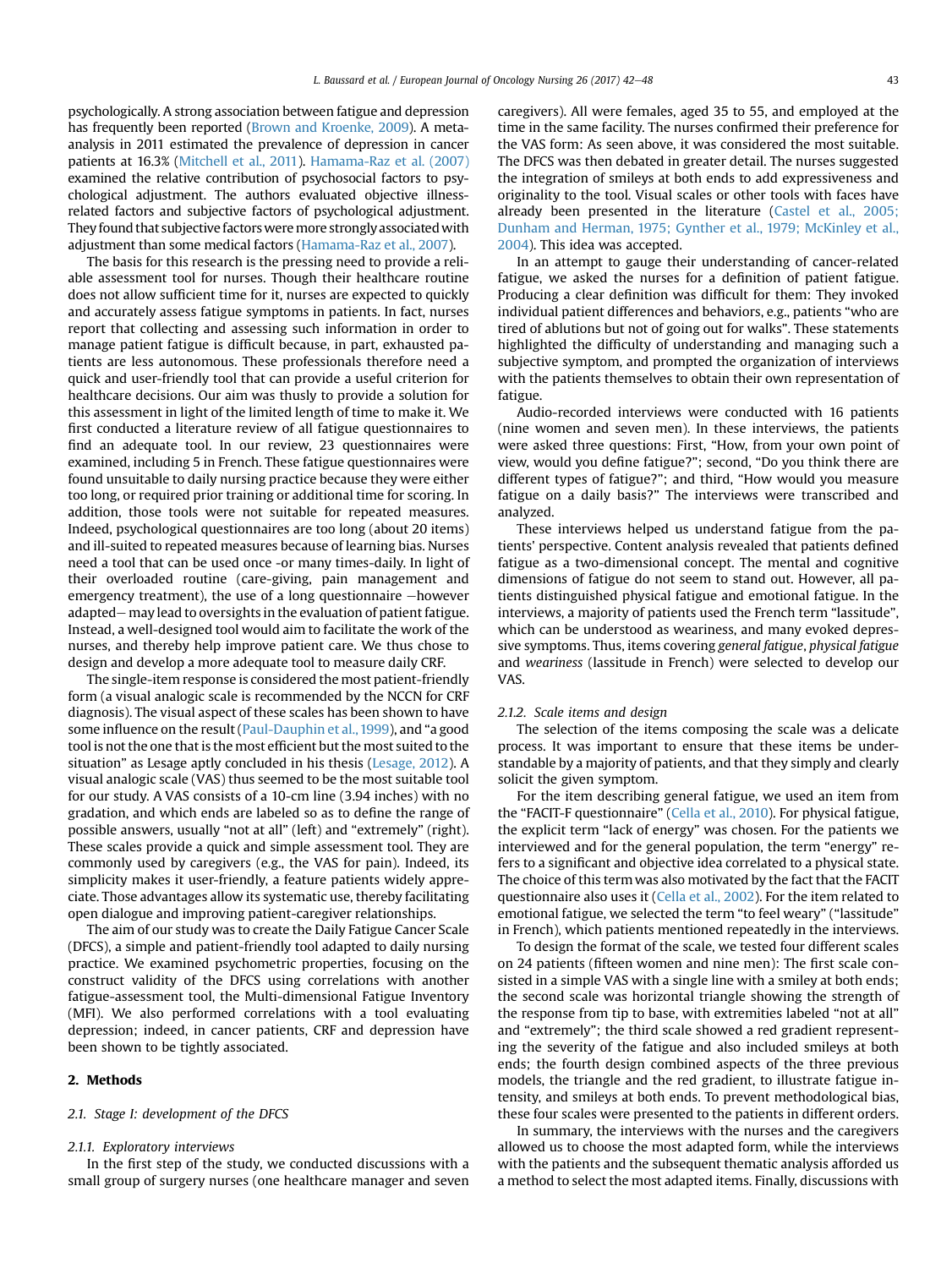psychologically. A strong association between fatigue and depression has frequently been reported (Brown and Kroenke, 2009). A meta-analysis in 2011 estimated the prevalence of depression in cancer patients at 16.3% (Mitchell et al., 2011). Hamama-Raz et al. (2007) examined the relative contribution of psychosocial factors to psychological adjustment. The authors evaluated objective illness-related factors and subjective factors of psychological adjustment. They found that subjective factors were more strongly associated with adjustment than some medical factors (Hamama-Raz et al., 2007).

The basis for this research is the pressing need to provide a reliable assessment tool for nurses. Though their healthcare routine does not allow sufficient time for it, nurses are expected to quickly and accurately assess fatigue symptoms in patients. In fact, nurses report that collecting and assessing such information in order to manage patient fatigue is difficult because, in part, exhausted patients are less autonomous. These professionals therefore need a quick and user-friendly tool that can provide a useful criterion for healthcare decisions. Our aim was thusly to provide a solution for this assessment in light of the limited length of time to make it. We first conducted a literature review of all fatigue questionnaires to find an adequate tool. In our review, 23 questionnaires were examined, including 5 in French. These fatigue questionnaires were found unsuitable to daily nursing practice because they were either too long, or required prior training or additional time for scoring. In addition, those tools were not suitable for repeated measures. Indeed, psychological questionnaires are too long (about 20 items) and ill-suited to repeated measures because of learning bias. Nurses need a tool that can be used once -or many times-daily. In light of their overloaded routine (care-giving, pain management and emergency treatment), the use of a long questionnaire −however adapted− may lead to oversights in the evaluation of patient fatigue. Instead, a well-designed tool would aim to facilitate the work of the nurses, and thereby help improve patient care. We thus chose to design and develop a more adequate tool to measure daily CRF.

The single-item response is considered the most patient-friendly form (a visual analogic scale is recommended by the NCCN for CRF diagnosis). The visual aspect of these scales has been shown to have some influence on the result (Paul-Dauphin et al., 1999), and "a good tool is not the one that is the most efficient but the most suited to the situation" as Lesage aptly concluded in his thesis (Lesage, 2012). A visual analogic scale (VAS) thus seemed to be the most suitable tool for our study. A VAS consists of a 10-cm line (3.94 inches) with no gradation, and which ends are labeled so as to define the range of possible answers, usually "not at all" (left) and "extremely" (right). These scales provide a quick and simple assessment tool. They are commonly used by caregivers (e.g., the VAS for pain). Indeed, its simplicity makes it user-friendly, a feature patients widely appreciate. Those advantages allow its systematic use, thereby facilitating open dialogue and improving patient-caregiver relationships.

The aim of our study was to create the Daily Fatigue Cancer Scale (DFCS), a simple and patient-friendly tool adapted to daily nursing practice. We examined psychometric properties, focusing on the construct validity of the DFCS using correlations with another fatigue-assessment tool, the Multi-dimensional Fatigue Inventory (MFI). We also performed correlations with a tool evaluating depression; indeed, in cancer patients, CRF and depression have been shown to be tightly associated.

## 2. Methods

### 2.1. Stage I: development of the DFCS

#### 2.1.1. Exploratory interviews

In the first step of the study, we conducted discussions with a small group of surgery nurses (one healthcare manager and seven caregivers). All were females, aged 35 to 55, and employed at the time in the same facility. The nurses confirmed their preference for the VAS form: As seen above, it was considered the most suitable. The DFCS was then debated in greater detail. The nurses suggested the integration of smileys at both ends to add expressiveness and originality to the tool. Visual scales or other tools with faces have already been presented in the literature (Castel et al., 2005; Dunham and Herman, 1975; Gynther et al., 1979; McKinley et al., 2004). This idea was accepted.

In an attempt to gauge their understanding of cancer-related fatigue, we asked the nurses for a definition of patient fatigue. Producing a clear definition was difficult for them: They invoked individual patient differences and behaviors, e.g., patients "who are tired of ablutions but not of going out for walks". These statements highlighted the difficulty of understanding and managing such a subjective symptom, and prompted the organization of interviews with the patients themselves to obtain their own representation of fatigue.

Audio-recorded interviews were conducted with 16 patients (nine women and seven men). In these interviews, the patients were asked three questions: First, "How, from your own point of view, would you define fatigue?"; second, "Do you think there are different types of fatigue?"; and third, "How would you measure fatigue on a daily basis?" The interviews were transcribed and analyzed.

These interviews helped us understand fatigue from the patients' perspective. Content analysis revealed that patients defined fatigue as a two-dimensional concept. The mental and cognitive dimensions of fatigue do not seem to stand out. However, all patients distinguished physical fatigue and emotional fatigue. In the interviews, a majority of patients used the French term "lassitude", which can be understood as weariness, and many evoked depressive symptoms. Thus, items covering *general fatigue*, *physical fatigue* and *weariness* (lassitude in French) were selected to develop our VAS.

#### 2.1.2. Scale items and design

The selection of the items composing the scale was a delicate process. It was important to ensure that these items be understandable by a majority of patients, and that they simply and clearly solicit the given symptom.

For the item describing general fatigue, we used an item from the "FACIT-F questionnaire" (Cella et al., 2010). For physical fatigue, the explicit term "lack of energy" was chosen. For the patients we interviewed and for the general population, the term "energy" refers to a significant and objective idea correlated to a physical state. The choice of this term was also motivated by the fact that the FACIT questionnaire also uses it (Cella et al., 2002). For the item related to emotional fatigue, we selected the term "to feel weary" ("lassitude" in French), which patients mentioned repeatedly in the interviews.

To design the format of the scale, we tested four different scales on 24 patients (fifteen women and nine men): The first scale consisted in a simple VAS with a single line with a smiley at both ends; the second scale was horizontal triangle showing the strength of the response from tip to base, with extremities labeled "not at all" and "extremely"; the third scale showed a red gradient representing the severity of the fatigue and also included smileys at both ends; the fourth design combined aspects of the three previous models, the triangle and the red gradient, to illustrate fatigue intensity, and smileys at both ends. To prevent methodological bias, these four scales were presented to the patients in different orders.

In summary, the interviews with the nurses and the caregivers allowed us to choose the most adapted form, while the interviews with the patients and the subsequent thematic analysis afforded us a method to select the most adapted items. Finally, discussions with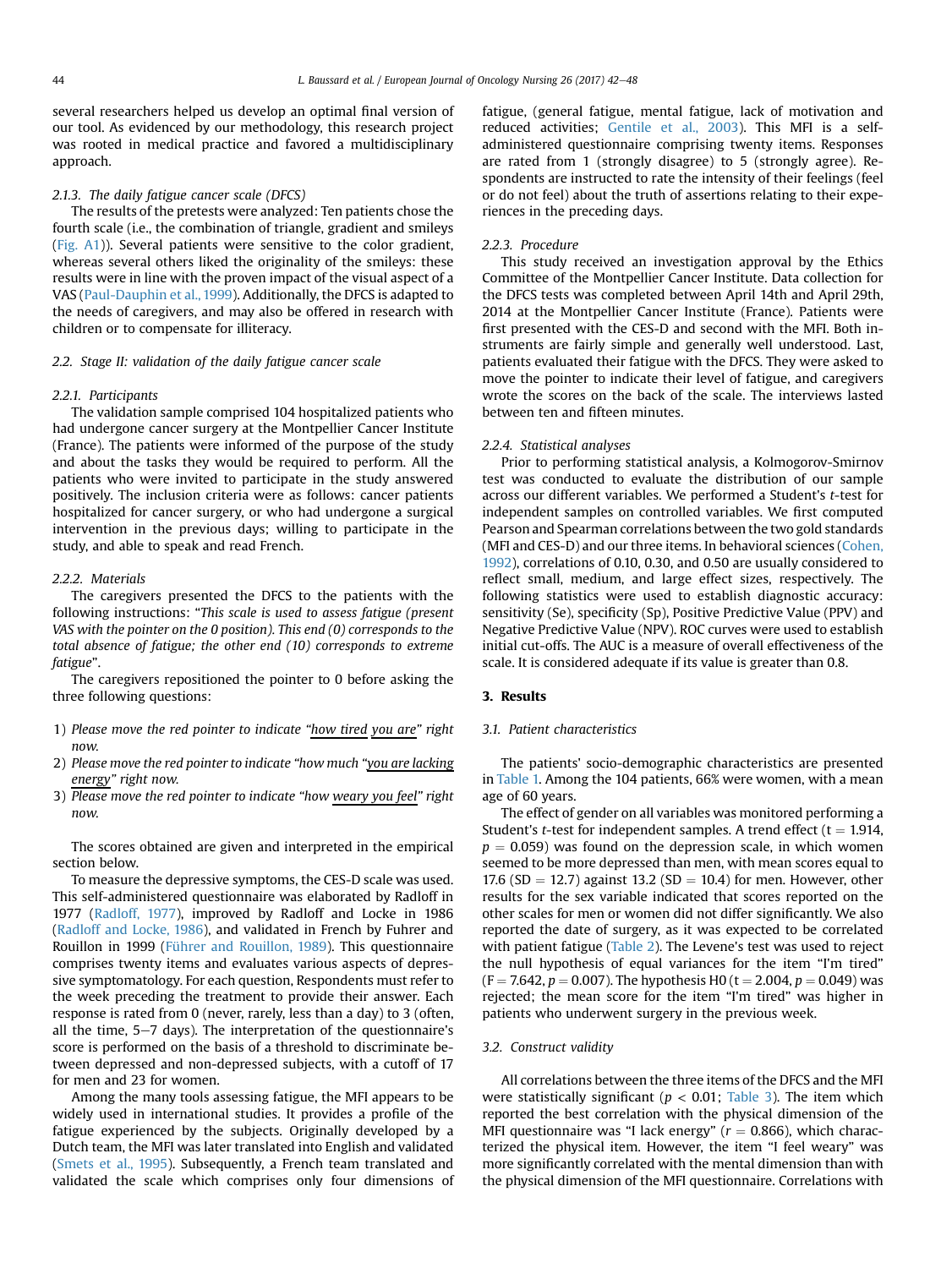several researchers helped us develop an optimal final version of our tool. As evidenced by our methodology, this research project was rooted in medical practice and favored a multidisciplinary approach.

#### 2.1.3. The daily fatigue cancer scale (DFCS)

The results of the pretests were analyzed: Ten patients chose the fourth scale (i.e., the combination of triangle, gradient and smileys (Fig. A1)). Several patients were sensitive to the color gradient, whereas several others liked the originality of the smileys: these results were in line with the proven impact of the visual aspect of a VAS (Paul-Dauphin et al., 1999). Additionally, the DFCS is adapted to the needs of caregivers, and may also be offered in research with children or to compensate for illiteracy.

### 2.2. Stage II: validation of the daily fatigue cancer scale

#### 2.2.1. Participants

The validation sample comprised 104 hospitalized patients who had undergone cancer surgery at the Montpellier Cancer Institute (France). The patients were informed of the purpose of the study and about the tasks they would be required to perform. All the patients who were invited to participate in the study answered positively. The inclusion criteria were as follows: cancer patients hospitalized for cancer surgery, or who had undergone a surgical intervention in the previous days; willing to participate in the study, and able to speak and read French.

#### 2.2.2. Materials

The caregivers presented the DFCS to the patients with the following instructions: "*This scale is used to assess fatigue (present VAS with the pointer on the 0 position). This end (0) corresponds to the total absence of fatigue; the other end (10) corresponds to extreme fatigue*".

The caregivers repositioned the pointer to 0 before asking the three following questions:

1) *Please move the red pointer to indicate "how tired you are" right now.*
2) *Please move the red pointer to indicate "how much "you are lacking energy" right now.*
3) *Please move the red pointer to indicate "how weary you feel" right now.*

The scores obtained are given and interpreted in the empirical section below.

To measure the depressive symptoms, the CES-D scale was used. This self-administered questionnaire was elaborated by Radloff in 1977 (Radloff, 1977), improved by Radloff and Locke in 1986 (Radloff and Locke, 1986), and validated in French by Fuhrer and Rouillon in 1999 (Führer and Rouillon, 1989). This questionnaire comprises twenty items and evaluates various aspects of depressive symptomatology. For each question, Respondents must refer to the week preceding the treatment to provide their answer. Each response is rated from 0 (never, rarely, less than a day) to 3 (often, all the time, 5–7 days). The interpretation of the questionnaire's score is performed on the basis of a threshold to discriminate between depressed and non-depressed subjects, with a cutoff of 17 for men and 23 for women.

Among the many tools assessing fatigue, the MFI appears to be widely used in international studies. It provides a profile of the fatigue experienced by the subjects. Originally developed by a Dutch team, the MFI was later translated into English and validated (Smets et al., 1995). Subsequently, a French team translated and validated the scale which comprises only four dimensions of fatigue, (general fatigue, mental fatigue, lack of motivation and reduced activities; Gentile et al., 2003). This MFI is a self-administered questionnaire comprising twenty items. Responses are rated from 1 (strongly disagree) to 5 (strongly agree). Respondents are instructed to rate the intensity of their feelings (feel or do not feel) about the truth of assertions relating to their experiences in the preceding days.

#### 2.2.3. Procedure

This study received an investigation approval by the Ethics Committee of the Montpellier Cancer Institute. Data collection for the DFCS tests was completed between April 14th and April 29th, 2014 at the Montpellier Cancer Institute (France). Patients were first presented with the CES-D and second with the MFI. Both instruments are fairly simple and generally well understood. Last, patients evaluated their fatigue with the DFCS. They were asked to move the pointer to indicate their level of fatigue, and caregivers wrote the scores on the back of the scale. The interviews lasted between ten and fifteen minutes.

#### 2.2.4. Statistical analyses

Prior to performing statistical analysis, a Kolmogorov-Smirnov test was conducted to evaluate the distribution of our sample across our different variables. We performed a Student's *t*-test for independent samples on controlled variables. We first computed Pearson and Spearman correlations between the two gold standards (MFI and CES-D) and our three items. In behavioral sciences (Cohen, 1992), correlations of 0.10, 0.30, and 0.50 are usually considered to reflect small, medium, and large effect sizes, respectively. The following statistics were used to establish diagnostic accuracy: sensitivity (Se), specificity (Sp), Positive Predictive Value (PPV) and Negative Predictive Value (NPV). ROC curves were used to establish initial cut-offs. The AUC is a measure of overall effectiveness of the scale. It is considered adequate if its value is greater than 0.8.

## 3. Results

### 3.1. Patient characteristics

The patients' socio-demographic characteristics are presented in Table 1. Among the 104 patients, 66% were women, with a mean age of 60 years.

The effect of gender on all variables was monitored performing a Student's *t*-test for independent samples. A trend effect ($t = 1.914$, $p = 0.059$) was found on the depression scale, in which women seemed to be more depressed than men, with mean scores equal to 17.6 (SD = 12.7) against 13.2 (SD = 10.4) for men. However, other results for the sex variable indicated that scores reported on the other scales for men or women did not differ significantly. We also reported the date of surgery, as it was expected to be correlated with patient fatigue (Table 2). The Levene's test was used to reject the null hypothesis of equal variances for the item "I'm tired" ($F = 7.642$, $p = 0.007$). The hypothesis H0 ($t = 2.004$, $p = 0.049$) was rejected; the mean score for the item "I'm tired" was higher in patients who underwent surgery in the previous week.

### 3.2. Construct validity

All correlations between the three items of the DFCS and the MFI were statistically significant ($p < 0.01$; Table 3). The item which reported the best correlation with the physical dimension of the MFI questionnaire was "I lack energy" ($r = 0.866$), which characterized the physical item. However, the item "I feel weary" was more significantly correlated with the mental dimension than with the physical dimension of the MFI questionnaire. Correlations with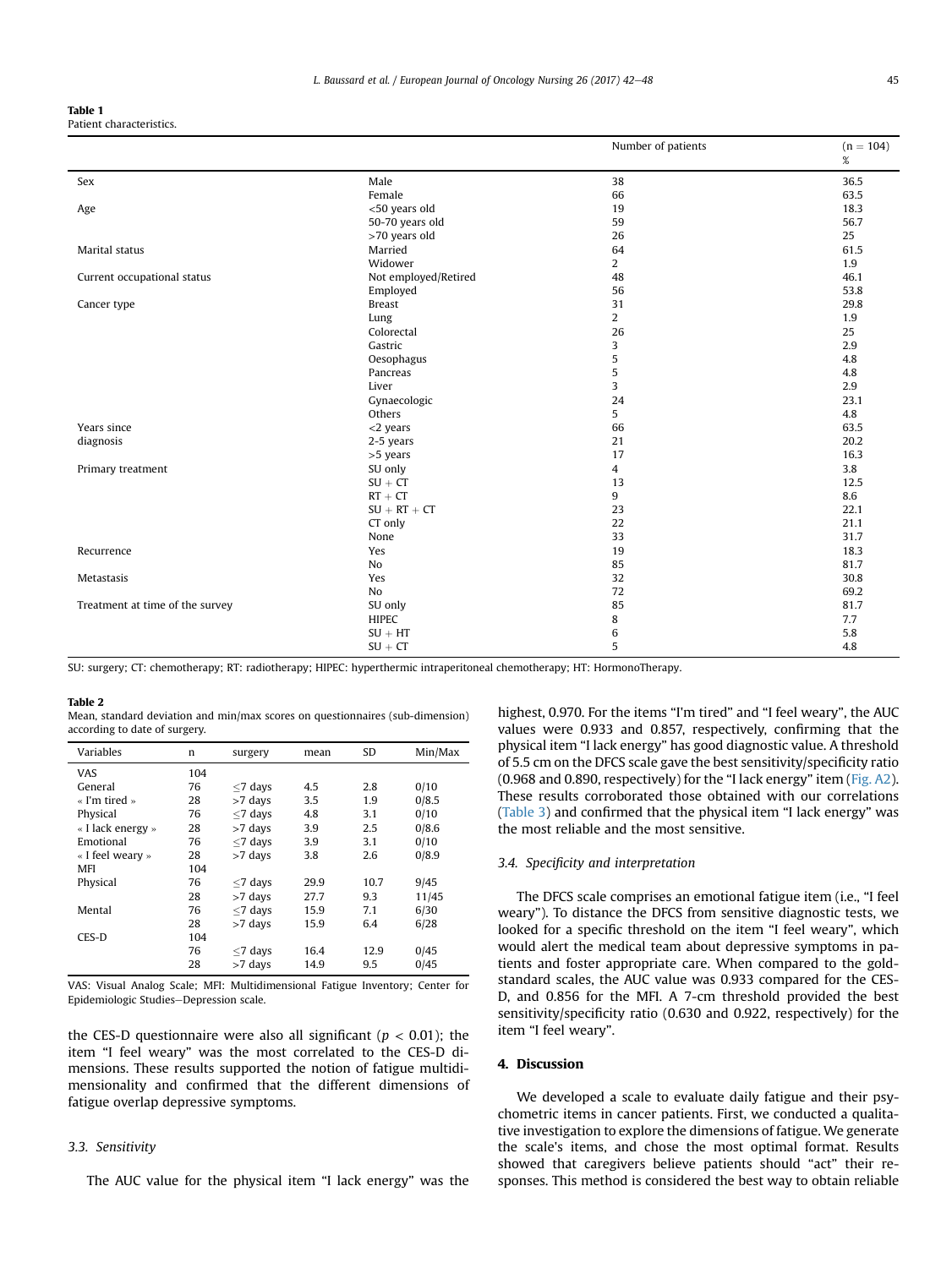**Table 1**
Patient characteristics.

| | | Number of patients | (n = 104) % |
|---|---|---|---|
| Sex | Male | 38 | 36.5 |
| | Female | 66 | 63.5 |
| Age | <50 years old | 19 | 18.3 |
| | 50-70 years old | 59 | 56.7 |
| | >70 years old | 26 | 25 |
| Marital status | Married | 64 | 61.5 |
| | Widower | 2 | 1.9 |
| Current occupational status | Not employed/Retired | 48 | 46.1 |
| | Employed | 56 | 53.8 |
| Cancer type | Breast | 31 | 29.8 |
| | Lung | 2 | 1.9 |
| | Colorectal | 26 | 25 |
| | Gastric | 3 | 2.9 |
| | Oesophagus | 5 | 4.8 |
| | Pancreas | 5 | 4.8 |
| | Liver | 3 | 2.9 |
| | Gynaecologic | 24 | 23.1 |
| | Others | 5 | 4.8 |
| Years since diagnosis | <2 years | 66 | 63.5 |
| | 2-5 years | 21 | 20.2 |
| | >5 years | 17 | 16.3 |
| Primary treatment | SU only | 4 | 3.8 |
| | SU + CT | 13 | 12.5 |
| | RT + CT | 9 | 8.6 |
| | SU + RT + CT | 23 | 22.1 |
| | CT only | 22 | 21.1 |
| | None | 33 | 31.7 |
| Recurrence | Yes | 19 | 18.3 |
| | No | 85 | 81.7 |
| Metastasis | Yes | 32 | 30.8 |
| | No | 72 | 69.2 |
| Treatment at time of the survey | SU only | 85 | 81.7 |
| | HIPEC | 8 | 7.7 |
| | SU + HT | 6 | 5.8 |
| | SU + CT | 5 | 4.8 |

SU: surgery; CT: chemotherapy; RT: radiotherapy; HIPEC: hyperthermic intraperitoneal chemotherapy; HT: HormonoTherapy.

**Table 2**
Mean, standard deviation and min/max scores on questionnaires (sub-dimension) according to date of surgery.

| Variables | n | surgery | mean | SD | Min/Max |
|---|---|---|---|---|---|
| VAS | 104 | | | | |
| General | 76 | ≤7 days | 4.5 | 2.8 | 0/10 |
| « I'm tired » | 28 | >7 days | 3.5 | 1.9 | 0/8.5 |
| Physical | 76 | ≤7 days | 4.8 | 3.1 | 0/10 |
| « I lack energy » | 28 | >7 days | 3.9 | 2.5 | 0/8.6 |
| Emotional | 76 | ≤7 days | 3.9 | 3.1 | 0/10 |
| « I feel weary » | 28 | >7 days | 3.8 | 2.6 | 0/8.9 |
| MFI | 104 | | | | |
| Physical | 76 | ≤7 days | 29.9 | 10.7 | 9/45 |
| | 28 | >7 days | 27.7 | 9.3 | 11/45 |
| Mental | 76 | ≤7 days | 15.9 | 7.1 | 6/30 |
| | 28 | >7 days | 15.9 | 6.4 | 6/28 |
| CES-D | 104 | | | | |
| | 76 | ≤7 days | 16.4 | 12.9 | 0/45 |
| | 28 | >7 days | 14.9 | 9.5 | 0/45 |

VAS: Visual Analog Scale; MFI: Multidimensional Fatigue Inventory; Center for Epidemiologic Studies—Depression scale.

the CES-D questionnaire were also all significant ($p < 0.01$); the item "I feel weary" was the most correlated to the CES-D dimensions. These results supported the notion of fatigue multidimensionality and confirmed that the different dimensions of fatigue overlap depressive symptoms.

### 3.3. Sensitivity

The AUC value for the physical item "I lack energy" was the highest, 0.970. For the items "I'm tired" and "I feel weary", the AUC values were 0.933 and 0.857, respectively, confirming that the physical item "I lack energy" has good diagnostic value. A threshold of 5.5 cm on the DFCS scale gave the best sensitivity/specificity ratio (0.968 and 0.890, respectively) for the "I lack energy" item (Fig. A2). These results corroborated those obtained with our correlations (Table 3) and confirmed that the physical item "I lack energy" was the most reliable and the most sensitive.

### 3.4. Specificity and interpretation

The DFCS scale comprises an emotional fatigue item (i.e., "I feel weary"). To distance the DFCS from sensitive diagnostic tests, we looked for a specific threshold on the item "I feel weary", which would alert the medical team about depressive symptoms in patients and foster appropriate care. When compared to the gold-standard scales, the AUC value was 0.933 compared for the CES-D, and 0.856 for the MFI. A 7-cm threshold provided the best sensitivity/specificity ratio (0.630 and 0.922, respectively) for the item "I feel weary".

## 4. Discussion

We developed a scale to evaluate daily fatigue and their psychometric items in cancer patients. First, we conducted a qualitative investigation to explore the dimensions of fatigue. We generate the scale's items, and chose the most optimal format. Results showed that caregivers believe patients should "act" their responses. This method is considered the best way to obtain reliable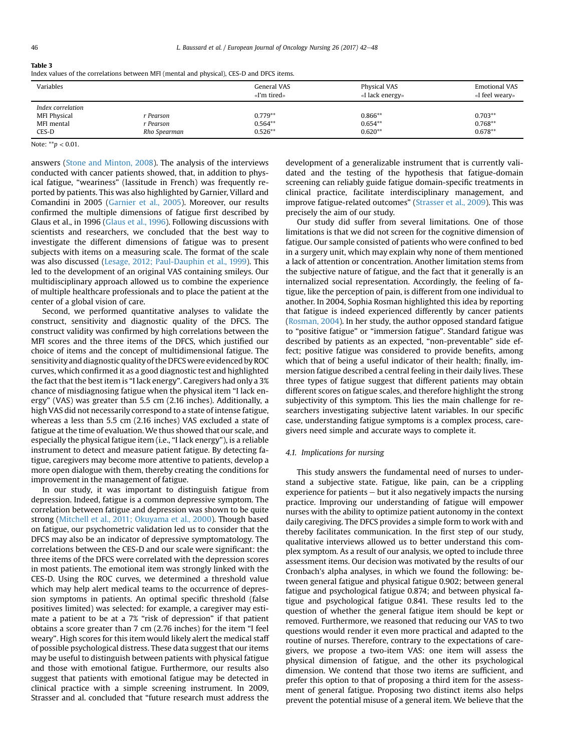**Table 3**
Index values of the correlations between MFI (mental and physical), CES-D and DFCS items.

| Variables | | General VAS «I'm tired» | Physical VAS «I lack energy» | Emotional VAS «I feel weary» |
|---|---|---|---|---|
| *Index correlation* | | | | |
| MFI Physical | *r Pearson* | 0.779** | 0.866** | 0.703** |
| MFI mental | *r Pearson* | 0.564** | 0.654** | 0.768** |
| CES-D | *Rho Spearman* | 0.526** | 0.620** | 0.678** |

Note: **$p < 0.01$.

answers (Stone and Minton, 2008). The analysis of the interviews conducted with cancer patients showed, that, in addition to physical fatigue, "weariness" (lassitude in French) was frequently reported by patients. This was also highlighted by Garnier, Villard and Comandini in 2005 (Garnier et al., 2005). Moreover, our results confirmed the multiple dimensions of fatigue first described by Glaus et al., in 1996 (Glaus et al., 1996). Following discussions with scientists and researchers, we concluded that the best way to investigate the different dimensions of fatigue was to present subjects with items on a measuring scale. The format of the scale was also discussed (Lesage, 2012; Paul-Dauphin et al., 1999). This led to the development of an original VAS containing smileys. Our multidisciplinary approach allowed us to combine the experience of multiple healthcare professionals and to place the patient at the center of a global vision of care.

Second, we performed quantitative analyses to validate the construct, sensitivity and diagnostic quality of the DFCS. The construct validity was confirmed by high correlations between the MFI scores and the three items of the DFCS, which justified our choice of items and the concept of multidimensional fatigue. The sensitivity and diagnostic quality of the DFCS were evidenced by ROC curves, which confirmed it as a good diagnostic test and highlighted the fact that the best item is "I lack energy". Caregivers had only a 3% chance of misdiagnosing fatigue when the physical item "I lack energy" (VAS) was greater than 5.5 cm (2.16 inches). Additionally, a high VAS did not necessarily correspond to a state of intense fatigue, whereas a less than 5.5 cm (2.16 inches) VAS excluded a state of fatigue at the time of evaluation. We thus showed that our scale, and especially the physical fatigue item (i.e., "I lack energy"), is a reliable instrument to detect and measure patient fatigue. By detecting fatigue, caregivers may become more attentive to patients, develop a more open dialogue with them, thereby creating the conditions for improvement in the management of fatigue.

In our study, it was important to distinguish fatigue from depression. Indeed, fatigue is a common depressive symptom. The correlation between fatigue and depression was shown to be quite strong (Mitchell et al., 2011; Okuyama et al., 2000). Though based on fatigue, our psychometric validation led us to consider that the DFCS may also be an indicator of depressive symptomatology. The correlations between the CES-D and our scale were significant: the three items of the DFCS were correlated with the depression scores in most patients. The emotional item was strongly linked with the CES-D. Using the ROC curves, we determined a threshold value which may help alert medical teams to the occurrence of depression symptoms in patients. An optimal specific threshold (false positives limited) was selected: for example, a caregiver may estimate a patient to be at a 7% "risk of depression" if that patient obtains a score greater than 7 cm (2.76 inches) for the item "I feel weary". High scores for this item would likely alert the medical staff of possible psychological distress. These data suggest that our items may be useful to distinguish between patients with physical fatigue and those with emotional fatigue. Furthermore, our results also suggest that patients with emotional fatigue may be detected in clinical practice with a simple screening instrument. In 2009, Strasser and al. concluded that "future research must address the development of a generalizable instrument that is currently validated and the testing of the hypothesis that fatigue-domain screening can reliably guide fatigue domain-specific treatments in clinical practice, facilitate interdisciplinary management, and improve fatigue-related outcomes" (Strasser et al., 2009). This was precisely the aim of our study.

Our study did suffer from several limitations. One of those limitations is that we did not screen for the cognitive dimension of fatigue. Our sample consisted of patients who were confined to bed in a surgery unit, which may explain why none of them mentioned a lack of attention or concentration. Another limitation stems from the subjective nature of fatigue, and the fact that it generally is an internalized social representation. Accordingly, the feeling of fatigue, like the perception of pain, is different from one individual to another. In 2004, Sophia Rosman highlighted this idea by reporting that fatigue is indeed experienced differently by cancer patients (Rosman, 2004). In her study, the author opposed standard fatigue to "positive fatigue" or "immersion fatigue". Standard fatigue was described by patients as an expected, "non-preventable" side effect; positive fatigue was considered to provide benefits, among which that of being a useful indicator of their health; finally, immersion fatigue described a central feeling in their daily lives. These three types of fatigue suggest that different patients may obtain different scores on fatigue scales, and therefore highlight the strong subjectivity of this symptom. This lies the main challenge for researchers investigating subjective latent variables. In our specific case, understanding fatigue symptoms is a complex process, caregivers need simple and accurate ways to complete it.

### 4.1. Implications for nursing

This study answers the fundamental need of nurses to understand a subjective state. Fatigue, like pain, can be a crippling experience for patients – but it also negatively impacts the nursing practice. Improving our understanding of fatigue will empower nurses with the ability to optimize patient autonomy in the context daily caregiving. The DFCS provides a simple form to work with and thereby facilitates communication. In the first step of our study, qualitative interviews allowed us to better understand this complex symptom. As a result of our analysis, we opted to include three assessment items. Our decision was motivated by the results of our Cronbach's alpha analyses, in which we found the following: between general fatigue and physical fatigue 0.902; between general fatigue and psychological fatigue 0.874; and between physical fatigue and psychological fatigue 0.841. These results led to the question of whether the general fatigue item should be kept or removed. Furthermore, we reasoned that reducing our VAS to two questions would render it even more practical and adapted to the routine of nurses. Therefore, contrary to the expectations of caregivers, we propose a two-item VAS: one item will assess the physical dimension of fatigue, and the other its psychological dimension. We contend that those two items are sufficient, and prefer this option to that of proposing a third item for the assessment of general fatigue. Proposing two distinct items also helps prevent the potential misuse of a general item. We believe that the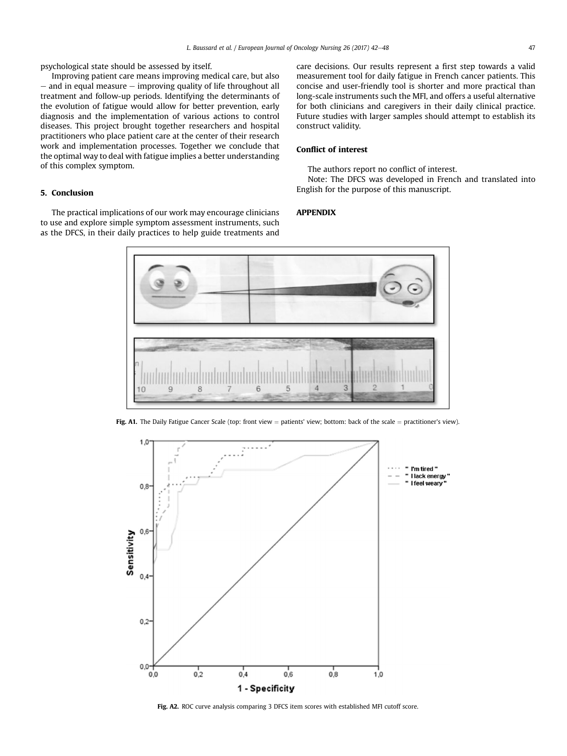psychological state should be assessed by itself.

Improving patient care means improving medical care, but also — and in equal measure — improving quality of life throughout all treatment and follow-up periods. Identifying the determinants of the evolution of fatigue would allow for better prevention, early diagnosis and the implementation of various actions to control diseases. This project brought together researchers and hospital practitioners who place patient care at the center of their research work and implementation processes. Together we conclude that the optimal way to deal with fatigue implies a better understanding of this complex symptom.

## 5. Conclusion

The practical implications of our work may encourage clinicians to use and explore simple symptom assessment instruments, such as the DFCS, in their daily practices to help guide treatments and care decisions. Our results represent a first step towards a valid measurement tool for daily fatigue in French cancer patients. This concise and user-friendly tool is shorter and more practical than long-scale instruments such the MFI, and offers a useful alternative for both clinicians and caregivers in their daily clinical practice. Future studies with larger samples should attempt to establish its construct validity.

## Conflict of interest

The authors report no conflict of interest.

Note: The DFCS was developed in French and translated into English for the purpose of this manuscript.

## APPENDIX

**Fig. A1.** The Daily Fatigue Cancer Scale (top: front view = patients' view; bottom: back of the scale = practitioner's view).

**Fig. A2.** ROC curve analysis comparing 3 DFCS item scores with established MFI cutoff score.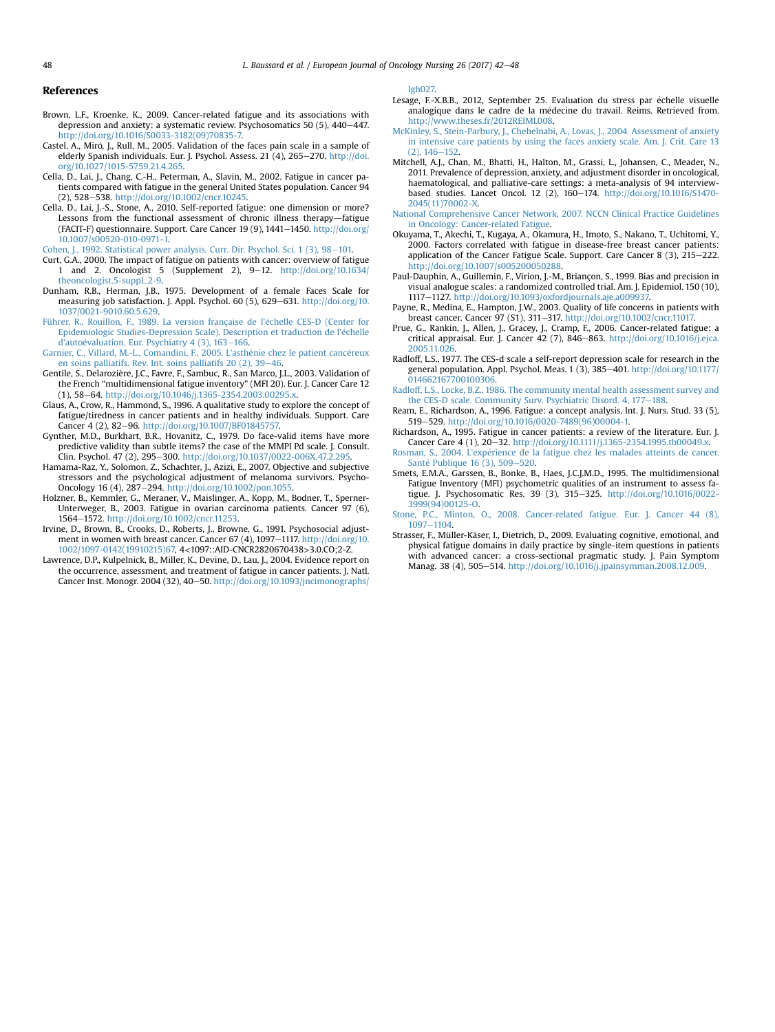## References

Brown, L.F., Kroenke, K., 2009. Cancer-related fatigue and its associations with depression and anxiety: a systematic review. Psychosomatics 50 (5), 440–447. http://doi.org/10.1016/S0033-3182(09)70835-7.

Castel, A., Miró, J., Rull, M., 2005. Validation of the faces pain scale in a sample of elderly Spanish individuals. Eur. J. Psychol. Assess. 21 (4), 265–270. http://doi.org/10.1027/1015-5759.21.4.265.

Cella, D., Lai, J., Chang, C.-H., Peterman, A., Slavin, M., 2002. Fatigue in cancer patients compared with fatigue in the general United States population. Cancer 94 (2), 528–538. http://doi.org/10.1002/cncr.10245.

Cella, D., Lai, J.-S., Stone, A., 2010. Self-reported fatigue: one dimension or more? Lessons from the functional assessment of chronic illness therapy—fatigue (FACIT-F) questionnaire. Support. Care Cancer 19 (9), 1441–1450. http://doi.org/10.1007/s00520-010-0971-1.

Cohen, J., 1992. Statistical power analysis. Curr. Dir. Psychol. Sci. 1 (3), 98–101.

Curt, G.A., 2000. The impact of fatigue on patients with cancer: overview of fatigue 1 and 2. Oncologist 5 (Supplement 2), 9–12. http://doi.org/10.1634/theoncologist.5-suppl_2-9.

Dunham, R.B., Herman, J.B., 1975. Development of a female Faces Scale for measuring job satisfaction. J. Appl. Psychol. 60 (5), 629–631. http://doi.org/10.1037/0021-9010.60.5.629.

Führer, R., Rouillon, F., 1989. La version française de l'échelle CES-D (Center for Epidemiologic Studies-Depression Scale). Description et traduction de l'échelle d'autoévaluation. Eur. Psychiatry 4 (3), 163–166.

Garnier, C., Villard, M.-L., Comandini, F., 2005. L'asthénie chez le patient cancéreux en soins palliatifs. Rev. Int. soins palliatifs 20 (2), 39–46.

Gentile, S., Delarozière, J.C., Favre, F., Sambuc, R., San Marco, J.L., 2003. Validation of the French "multidimensional fatigue inventory" (MFI 20). Eur. J. Cancer Care 12 (1), 58–64. http://doi.org/10.1046/j.1365-2354.2003.00295.x.

Glaus, A., Crow, R., Hammond, S., 1996. A qualitative study to explore the concept of fatigue/tiredness in cancer patients and in healthy individuals. Support. Care Cancer 4 (2), 82–96. http://doi.org/10.1007/BF01845757.

Gynther, M.D., Burkhart, B.R., Hovanitz, C., 1979. Do face-valid items have more predictive validity than subtle items? the case of the MMPI Pd scale. J. Consult. Clin. Psychol. 47 (2), 295–300. http://doi.org/10.1037/0022-006X.47.2.295.

Hamama-Raz, Y., Solomon, Z., Schachter, J., Azizi, E., 2007. Objective and subjective stressors and the psychological adjustment of melanoma survivors. Psycho-Oncology 16 (4), 287–294. http://doi.org/10.1002/pon.1055.

Holzner, B., Kemmler, G., Meraner, V., Maislinger, A., Kopp, M., Bodner, T., Sperner-Unterweger, B., 2003. Fatigue in ovarian carcinoma patients. Cancer 97 (6), 1564–1572. http://doi.org/10.1002/cncr.11253.

Irvine, D., Brown, B., Crooks, D., Roberts, J., Browne, G., 1991. Psychosocial adjustment in women with breast cancer. Cancer 67 (4), 1097–1117. http://doi.org/10.1002/1097-0142(19910215)67, 4<1097::AID-CNCR2820670438>3.0.CO;2-Z.

Lawrence, D.P., Kulpelnick, B., Miller, K., Devine, D., Lau, J., 2004. Evidence report on the occurrence, assessment, and treatment of fatigue in cancer patients. J. Natl. Cancer Inst. Monogr. 2004 (32), 40–50. http://doi.org/10.1093/jncimonographs/lgh027.

Lesage, F.-X.B.B., 2012, September 25. Evaluation du stress par échelle visuelle analogique dans le cadre de la médecine du travail. Reims. Retrieved from. http://www.theses.fr/2012REIML008.

McKinley, S., Stein-Parbury, J., Chehelnabi, A., Lovas, J., 2004. Assessment of anxiety in intensive care patients by using the faces anxiety scale. Am. J. Crit. Care 13 (2), 146–152.

Mitchell, A.J., Chan, M., Bhatti, H., Halton, M., Grassi, L., Johansen, C., Meader, N., 2011. Prevalence of depression, anxiety, and adjustment disorder in oncological, haematological, and palliative-care settings: a meta-analysis of 94 interview-based studies. Lancet Oncol. 12 (2), 160–174. http://doi.org/10.1016/S1470-2045(11)70002-X.

National Comprehensive Cancer Network, 2007. NCCN Clinical Practice Guidelines in Oncology: Cancer-related Fatigue.

Okuyama, T., Akechi, T., Kugaya, A., Okamura, H., Imoto, S., Nakano, T., Uchitomi, Y., 2000. Factors correlated with fatigue in disease-free breast cancer patients: application of the Cancer Fatigue Scale. Support. Care Cancer 8 (3), 215–222. http://doi.org/10.1007/s005200050288.

Paul-Dauphin, A., Guillemin, F., Virion, J.-M., Briançon, S., 1999. Bias and precision in visual analogue scales: a randomized controlled trial. Am. J. Epidemiol. 150 (10), 1117–1127. http://doi.org/10.1093/oxfordjournals.aje.a009937.

Payne, R., Medina, E., Hampton, J.W., 2003. Quality of life concerns in patients with breast cancer. Cancer 97 (S1), 311–317. http://doi.org/10.1002/cncr.11017.

Prue, G., Rankin, J., Allen, J., Gracey, J., Cramp, F., 2006. Cancer-related fatigue: a critical appraisal. Eur. J. Cancer 42 (7), 846–863. http://doi.org/10.1016/j.ejca.2005.11.026.

Radloff, L.S., 1977. The CES-d scale a self-report depression scale for research in the general population. Appl. Psychol. Meas. 1 (3), 385–401. http://doi.org/10.1177/014662167700100306.

Radloff, L.S., Locke, B.Z., 1986. The community mental health assessment survey and the CES-D scale. Community Surv. Psychiatric Disord. 4, 177–188.

Ream, E., Richardson, A., 1996. Fatigue: a concept analysis. Int. J. Nurs. Stud. 33 (5), 519–529. http://doi.org/10.1016/0020-7489(96)00004-1.

Richardson, A., 1995. Fatigue in cancer patients: a review of the literature. Eur. J. Cancer Care 4 (1), 20–32. http://doi.org/10.1111/j.1365-2354.1995.tb00049.x.

Rosman, S., 2004. L'expérience de la fatigue chez les malades atteints de cancer. Santé Publique 16 (3), 509–520.

Smets, E.M.A., Garssen, B., Bonke, B., Haes, J.C.J.M.D., 1995. The multidimensional Fatigue Inventory (MFI) psychometric qualities of an instrument to assess fatigue. J. Psychosomatic Res. 39 (3), 315–325. http://doi.org/10.1016/0022-3999(94)00125-O.

Stone, P.C., Minton, O., 2008. Cancer-related fatigue. Eur. J. Cancer 44 (8), 1097–1104.

Strasser, F., Müller-Käser, I., Dietrich, D., 2009. Evaluating cognitive, emotional, and physical fatigue domains in daily practice by single-item questions in patients with advanced cancer: a cross-sectional pragmatic study. J. Pain Symptom Manag. 38 (4), 505–514. http://doi.org/10.1016/j.jpainsymman.2008.12.009.